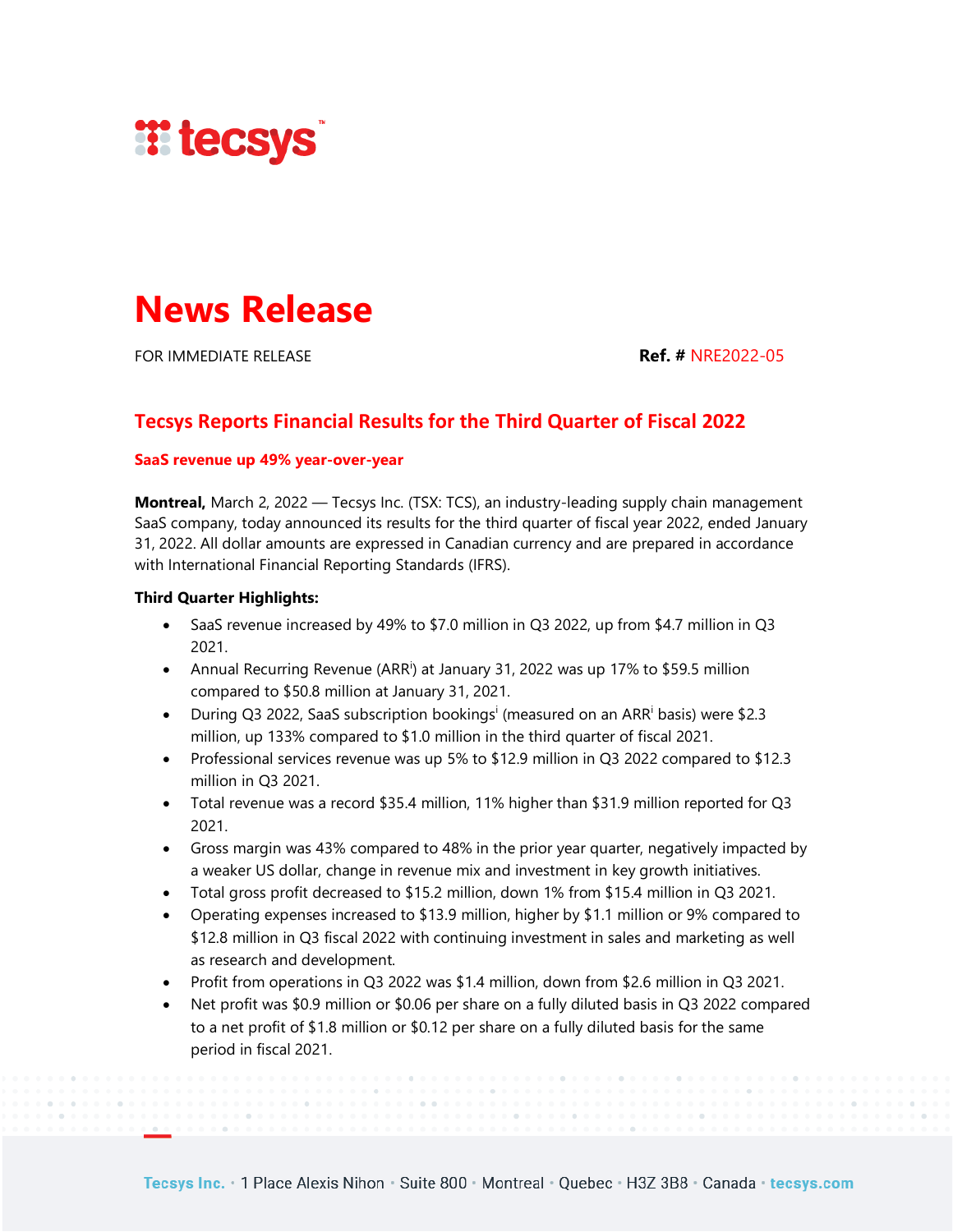tecsys

# News Release

FOR IMMEDIATE RELEASE **Ref. #** NRE2022-05

## Tecsys Reports Financial Results for the Third Quarter of Fiscal 2022

### SaaS revenue up 49% year-over-year

**Montreal,** March 2, 2022 — Tecsys Inc. (TSX: TCS), an industry-leading supply chain management SaaS company, today announced its results for the third quarter of fiscal year 2022, ended January 31, 2022. All dollar amounts are expressed in Canadian currency and are prepared in accordance with International Financial Reporting Standards (IFRS).

**Third Quarter Highlights:**

- SaaS revenue increased by 49% to $7.0 million in Q3 2022, up from $4.7 million in Q3 2021.
- Annual Recurring Revenue (ARR[i]) at January 31, 2022 was up 17% to $59.5 million compared to $50.8 million at January 31, 2021.
- During Q3 2022, SaaS subscription bookings[i] (measured on an ARR[i] basis) were $2.3 million, up 133% compared to $1.0 million in the third quarter of fiscal 2021.
- Professional services revenue was up 5% to $12.9 million in Q3 2022 compared to $12.3 million in Q3 2021.
- Total revenue was a record $35.4 million, 11% higher than $31.9 million reported for Q3 2021.
- Gross margin was 43% compared to 48% in the prior year quarter, negatively impacted by a weaker US dollar, change in revenue mix and investment in key growth initiatives.
- Total gross profit decreased to $15.2 million, down 1% from $15.4 million in Q3 2021.
- Operating expenses increased to $13.9 million, higher by $1.1 million or 9% compared to $12.8 million in Q3 fiscal 2022 with continuing investment in sales and marketing as well as research and development.
- Profit from operations in Q3 2022 was $1.4 million, down from $2.6 million in Q3 2021.
- Net profit was $0.9 million or $0.06 per share on a fully diluted basis in Q3 2022 compared to a net profit of $1.8 million or $0.12 per share on a fully diluted basis for the same period in fiscal 2021.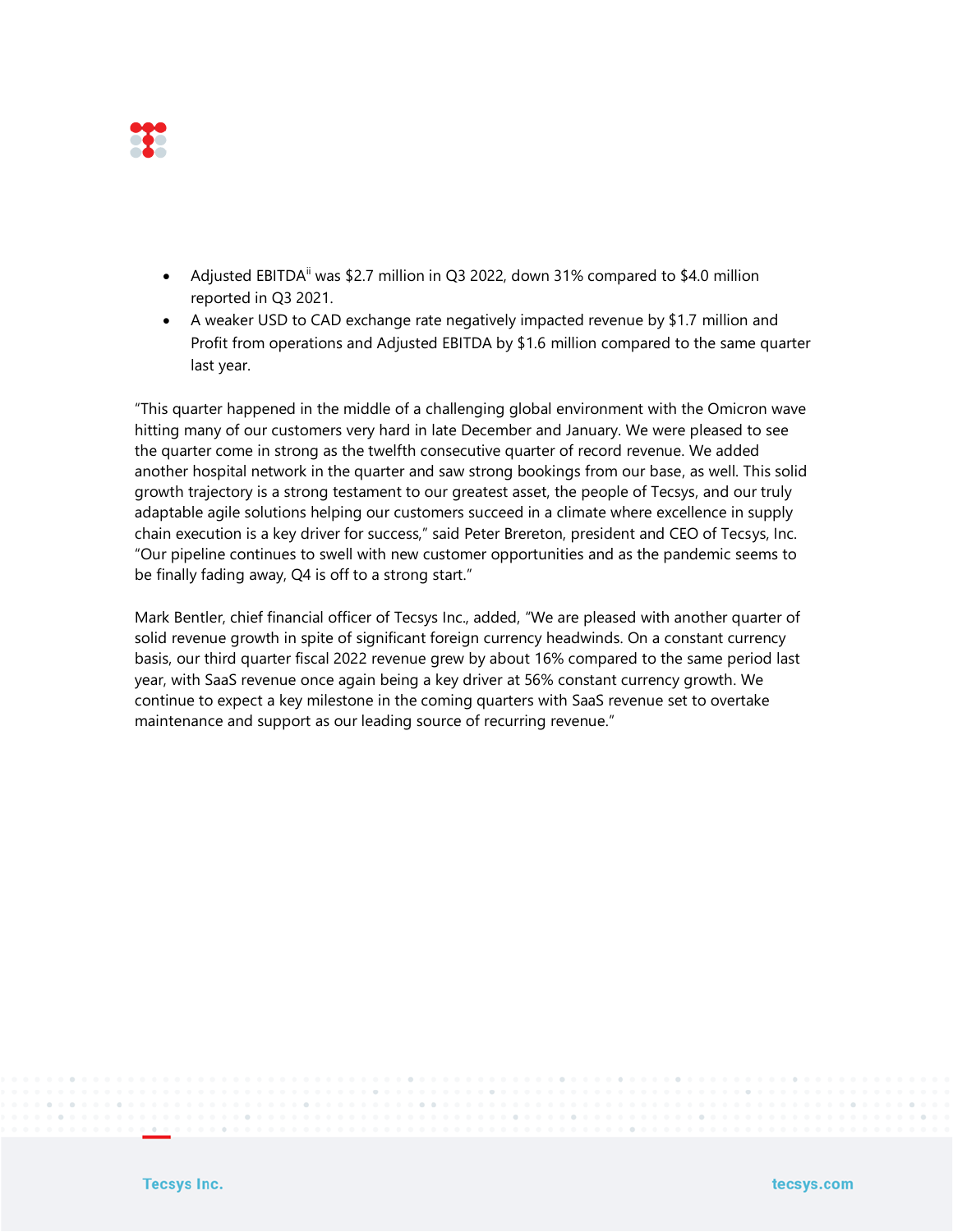- Adjusted EBITDA[ii] was $2.7 million in Q3 2022, down 31% compared to $4.0 million reported in Q3 2021.
- A weaker USD to CAD exchange rate negatively impacted revenue by $1.7 million and Profit from operations and Adjusted EBITDA by $1.6 million compared to the same quarter last year.

"This quarter happened in the middle of a challenging global environment with the Omicron wave hitting many of our customers very hard in late December and January. We were pleased to see the quarter come in strong as the twelfth consecutive quarter of record revenue. We added another hospital network in the quarter and saw strong bookings from our base, as well. This solid growth trajectory is a strong testament to our greatest asset, the people of Tecsys, and our truly adaptable agile solutions helping our customers succeed in a climate where excellence in supply chain execution is a key driver for success," said Peter Brereton, president and CEO of Tecsys, Inc. "Our pipeline continues to swell with new customer opportunities and as the pandemic seems to be finally fading away, Q4 is off to a strong start."

Mark Bentler, chief financial officer of Tecsys Inc., added, "We are pleased with another quarter of solid revenue growth in spite of significant foreign currency headwinds. On a constant currency basis, our third quarter fiscal 2022 revenue grew by about 16% compared to the same period last year, with SaaS revenue once again being a key driver at 56% constant currency growth. We continue to expect a key milestone in the coming quarters with SaaS revenue set to overtake maintenance and support as our leading source of recurring revenue."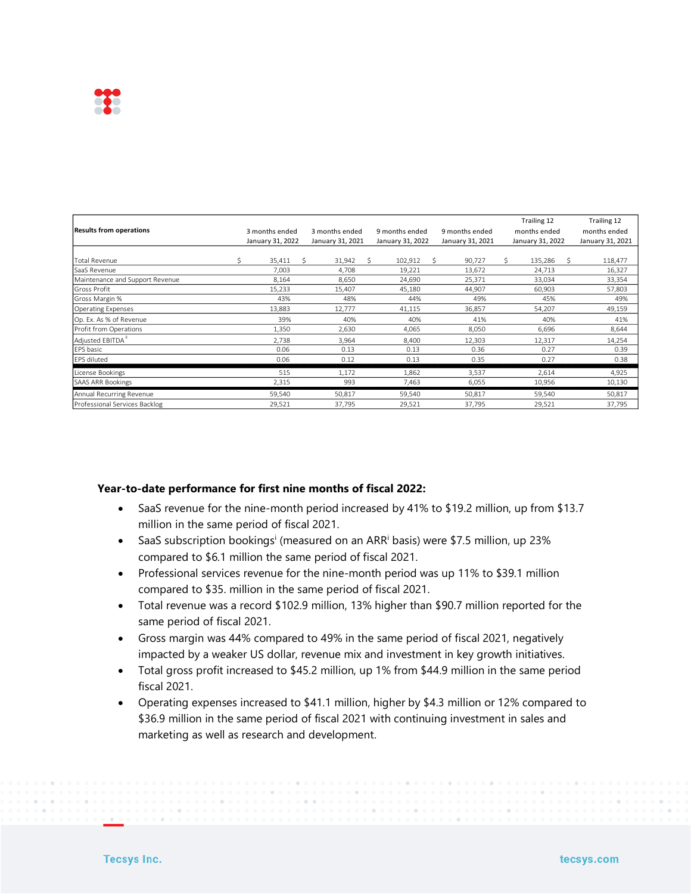| Results from operations | 3 months ended January 31, 2022 | 3 months ended January 31, 2021 | 9 months ended January 31, 2022 | 9 months ended January 31, 2021 | Trailing 12 months ended January 31, 2022 | Trailing 12 months ended January 31, 2021 |
|---|---|---|---|---|---|---|
| Total Revenue | $ 35,411 | $ 31,942 | $ 102,912 | $ 90,727 | $ 135,286 | $ 118,477 |
| SaaS Revenue | 7,003 | 4,708 | 19,221 | 13,672 | 24,713 | 16,327 |
| Maintenance and Support Revenue | 8,164 | 8,650 | 24,690 | 25,371 | 33,034 | 33,354 |
| Gross Profit | 15,233 | 15,407 | 45,180 | 44,907 | 60,903 | 57,803 |
| Gross Margin % | 43% | 48% | 44% | 49% | 45% | 49% |
| Operating Expenses | 13,883 | 12,777 | 41,115 | 36,857 | 54,207 | 49,159 |
| Op. Ex. As % of Revenue | 39% | 40% | 40% | 41% | 40% | 41% |
| Profit from Operations | 1,350 | 2,630 | 4,065 | 8,050 | 6,696 | 8,644 |
| Adjusted EBITDA[ii] | 2,738 | 3,964 | 8,400 | 12,303 | 12,317 | 14,254 |
| EPS basic | 0.06 | 0.13 | 0.13 | 0.36 | 0.27 | 0.39 |
| EPS diluted | 0.06 | 0.12 | 0.13 | 0.35 | 0.27 | 0.38 |
| License Bookings | 515 | 1,172 | 1,862 | 3,537 | 2,614 | 4,925 |
| SAAS ARR Bookings | 2,315 | 993 | 7,463 | 6,055 | 10,956 | 10,130 |
| Annual Recurring Revenue | 59,540 | 50,817 | 59,540 | 50,817 | 59,540 | 50,817 |
| Professional Services Backlog | 29,521 | 37,795 | 29,521 | 37,795 | 29,521 | 37,795 |

**Year-to-date performance for first nine months of fiscal 2022:**

- SaaS revenue for the nine-month period increased by 41% to $19.2 million, up from $13.7 million in the same period of fiscal 2021.
- SaaS subscription bookings[i] (measured on an ARR[i] basis) were $7.5 million, up 23% compared to $6.1 million the same period of fiscal 2021.
- Professional services revenue for the nine-month period was up 11% to $39.1 million compared to $35. million in the same period of fiscal 2021.
- Total revenue was a record $102.9 million, 13% higher than $90.7 million reported for the same period of fiscal 2021.
- Gross margin was 44% compared to 49% in the same period of fiscal 2021, negatively impacted by a weaker US dollar, revenue mix and investment in key growth initiatives.
- Total gross profit increased to $45.2 million, up 1% from $44.9 million in the same period fiscal 2021.
- Operating expenses increased to $41.1 million, higher by $4.3 million or 12% compared to $36.9 million in the same period of fiscal 2021 with continuing investment in sales and marketing as well as research and development.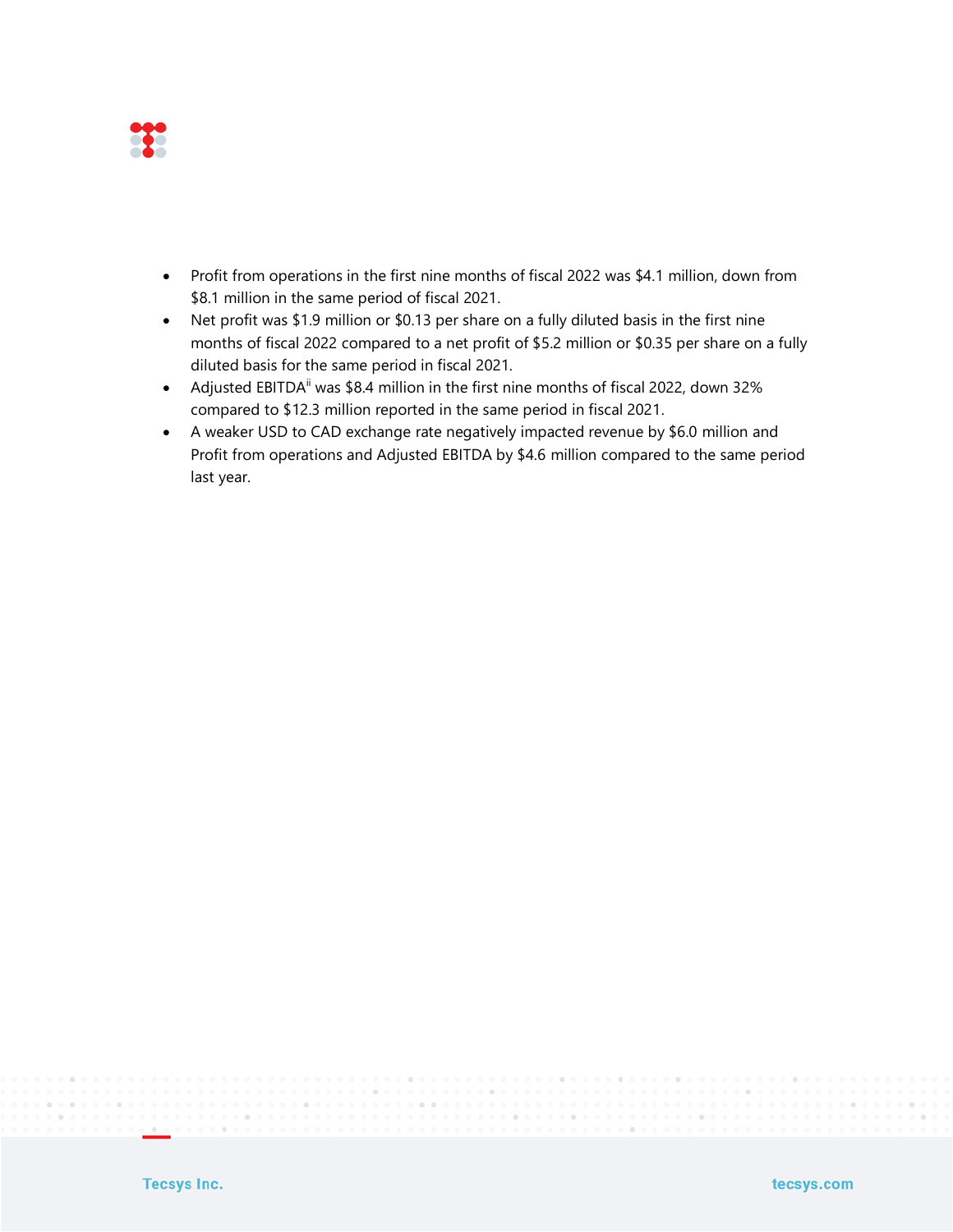- Profit from operations in the first nine months of fiscal 2022 was $4.1 million, down from $8.1 million in the same period of fiscal 2021.
- Net profit was $1.9 million or $0.13 per share on a fully diluted basis in the first nine months of fiscal 2022 compared to a net profit of $5.2 million or $0.35 per share on a fully diluted basis for the same period in fiscal 2021.
- Adjusted EBITDA[ii] was $8.4 million in the first nine months of fiscal 2022, down 32% compared to $12.3 million reported in the same period in fiscal 2021.
- A weaker USD to CAD exchange rate negatively impacted revenue by $6.0 million and Profit from operations and Adjusted EBITDA by $4.6 million compared to the same period last year.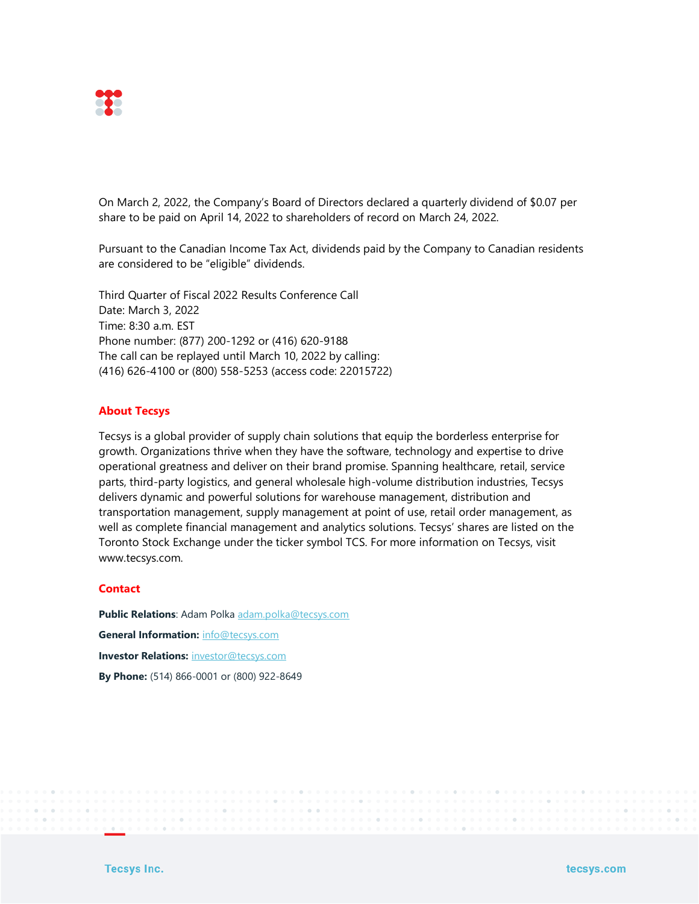On March 2, 2022, the Company's Board of Directors declared a quarterly dividend of $0.07 per share to be paid on April 14, 2022 to shareholders of record on March 24, 2022.

Pursuant to the Canadian Income Tax Act, dividends paid by the Company to Canadian residents are considered to be "eligible" dividends.

Third Quarter of Fiscal 2022 Results Conference Call
Date: March 3, 2022
Time: 8:30 a.m. EST
Phone number: (877) 200-1292 or (416) 620-9188
The call can be replayed until March 10, 2022 by calling:
(416) 626-4100 or (800) 558-5253 (access code: 22015722)

## About Tecsys

Tecsys is a global provider of supply chain solutions that equip the borderless enterprise for growth. Organizations thrive when they have the software, technology and expertise to drive operational greatness and deliver on their brand promise. Spanning healthcare, retail, service parts, third-party logistics, and general wholesale high-volume distribution industries, Tecsys delivers dynamic and powerful solutions for warehouse management, distribution and transportation management, supply management at point of use, retail order management, as well as complete financial management and analytics solutions. Tecsys' shares are listed on the Toronto Stock Exchange under the ticker symbol TCS. For more information on Tecsys, visit www.tecsys.com.

## Contact

**Public Relations**: Adam Polka adam.polka@tecsys.com

**General Information:** info@tecsys.com

**Investor Relations:** investor@tecsys.com

**By Phone:** (514) 866-0001 or (800) 922-8649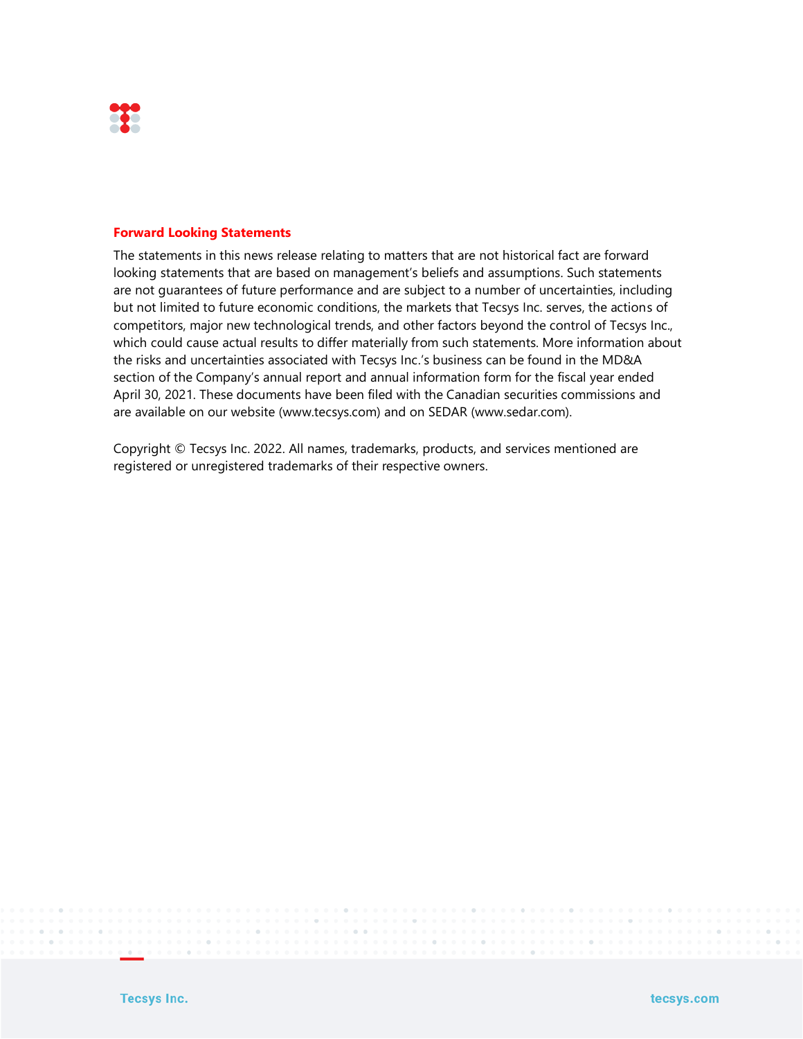## Forward Looking Statements

The statements in this news release relating to matters that are not historical fact are forward looking statements that are based on management's beliefs and assumptions. Such statements are not guarantees of future performance and are subject to a number of uncertainties, including but not limited to future economic conditions, the markets that Tecsys Inc. serves, the actions of competitors, major new technological trends, and other factors beyond the control of Tecsys Inc., which could cause actual results to differ materially from such statements. More information about the risks and uncertainties associated with Tecsys Inc.'s business can be found in the MD&A section of the Company's annual report and annual information form for the fiscal year ended April 30, 2021. These documents have been filed with the Canadian securities commissions and are available on our website (www.tecsys.com) and on SEDAR (www.sedar.com).

Copyright © Tecsys Inc. 2022. All names, trademarks, products, and services mentioned are registered or unregistered trademarks of their respective owners.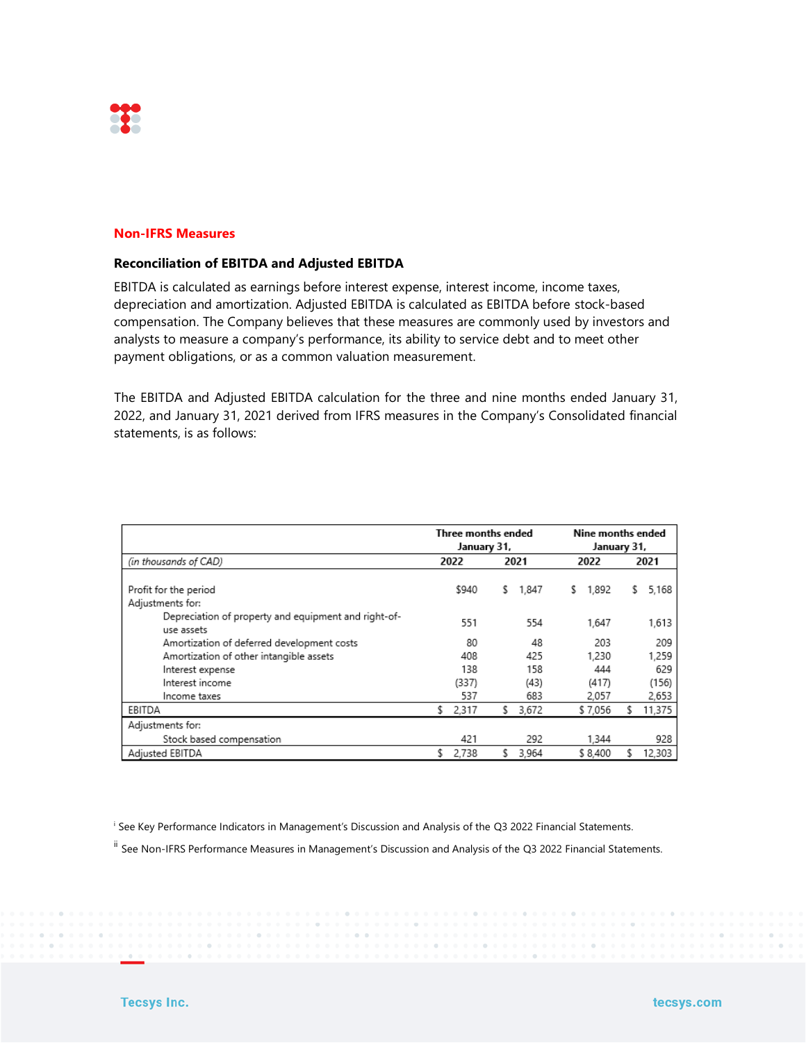## Non-IFRS Measures

### Reconciliation of EBITDA and Adjusted EBITDA

EBITDA is calculated as earnings before interest expense, interest income, income taxes, depreciation and amortization. Adjusted EBITDA is calculated as EBITDA before stock-based compensation. The Company believes that these measures are commonly used by investors and analysts to measure a company's performance, its ability to service debt and to meet other payment obligations, or as a common valuation measurement.

The EBITDA and Adjusted EBITDA calculation for the three and nine months ended January 31, 2022, and January 31, 2021 derived from IFRS measures in the Company's Consolidated financial statements, is as follows:

| | Three months ended January 31, | | Nine months ended January 31, | |
|---|---|---|---|---|
| *(in thousands of CAD)* | 2022 | 2021 | 2022 | 2021 |
| Profit for the period | $940 | $ 1,847 | $ 1,892 | $ 5,168 |
| Adjustments for: | | | | |
| Depreciation of property and equipment and right-of-use assets | 551 | 554 | 1,647 | 1,613 |
| Amortization of deferred development costs | 80 | 48 | 203 | 209 |
| Amortization of other intangible assets | 408 | 425 | 1,230 | 1,259 |
| Interest expense | 138 | 158 | 444 | 629 |
| Interest income | (337) | (43) | (417) | (156) |
| Income taxes | 537 | 683 | 2,057 | 2,653 |
| EBITDA | $ 2,317 | $ 3,672 | $ 7,056 | $ 11,375 |
| Adjustments for: | | | | |
| Stock based compensation | 421 | 292 | 1,344 | 928 |
| Adjusted EBITDA | $ 2,738 | $ 3,964 | $ 8,400 | $ 12,303 |

[i] See Key Performance Indicators in Management's Discussion and Analysis of the Q3 2022 Financial Statements.

[ii] See Non-IFRS Performance Measures in Management's Discussion and Analysis of the Q3 2022 Financial Statements.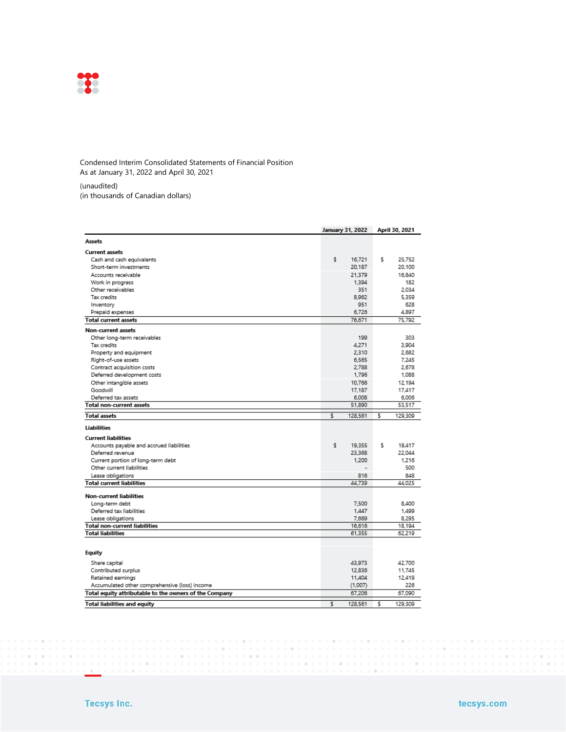Condensed Interim Consolidated Statements of Financial Position
As at January 31, 2022 and April 30, 2021

(unaudited)
(in thousands of Canadian dollars)

| | January 31, 2022 | April 30, 2021 |
|---|---|---|
| **Assets** | | |
| **Current assets** | | |
| Cash and cash equivalents | $ 16,721 | $ 25,752 |
| Short-term investments | 20,187 | 20,100 |
| Accounts receivable | 21,379 | 16,840 |
| Work in progress | 1,394 | 182 |
| Other receivables | 351 | 2,034 |
| Tax credits | 8,962 | 5,359 |
| Inventory | 951 | 628 |
| Prepaid expenses | 6,726 | 4,897 |
| **Total current assets** | 76,671 | 75,792 |
| **Non-current assets** | | |
| Other long-term receivables | 199 | 303 |
| Tax credits | 4,271 | 3,904 |
| Property and equipment | 2,310 | 2,682 |
| Right-of-use assets | 6,565 | 7,245 |
| Contract acquisition costs | 2,788 | 2,678 |
| Deferred development costs | 1,796 | 1,088 |
| Other intangible assets | 10,766 | 12,194 |
| Goodwill | 17,187 | 17,417 |
| Deferred tax assets | 6,008 | 6,006 |
| **Total non-current assets** | 51,890 | 53,517 |
| **Total assets** | $ 128,561 | $ 129,309 |
| **Liabilities** | | |
| **Current liabilities** | | |
| Accounts payable and accrued liabilities | $ 19,355 | $ 19,417 |
| Deferred revenue | 23,368 | 22,044 |
| Current portion of long-term debt | 1,200 | 1,216 |
| Other current liabilities | - | 500 |
| Lease obligations | 816 | 848 |
| **Total current liabilities** | 44,739 | 44,025 |
| **Non-current liabilities** | | |
| Long-term debt | 7,500 | 8,400 |
| Deferred tax liabilities | 1,447 | 1,499 |
| Lease obligations | 7,669 | 8,295 |
| **Total non-current liabilities** | 16,616 | 18,194 |
| **Total liabilities** | 61,355 | 62,219 |
| **Equity** | | |
| Share capital | 43,973 | 42,700 |
| Contributed surplus | 12,836 | 11,745 |
| Retained earnings | 11,404 | 12,419 |
| Accumulated other comprehensive (loss) income | (1,007) | 226 |
| **Total equity attributable to the owners of the Company** | 67,206 | 67,090 |
| **Total liabilities and equity** | $ 128,561 | $ 129,309 |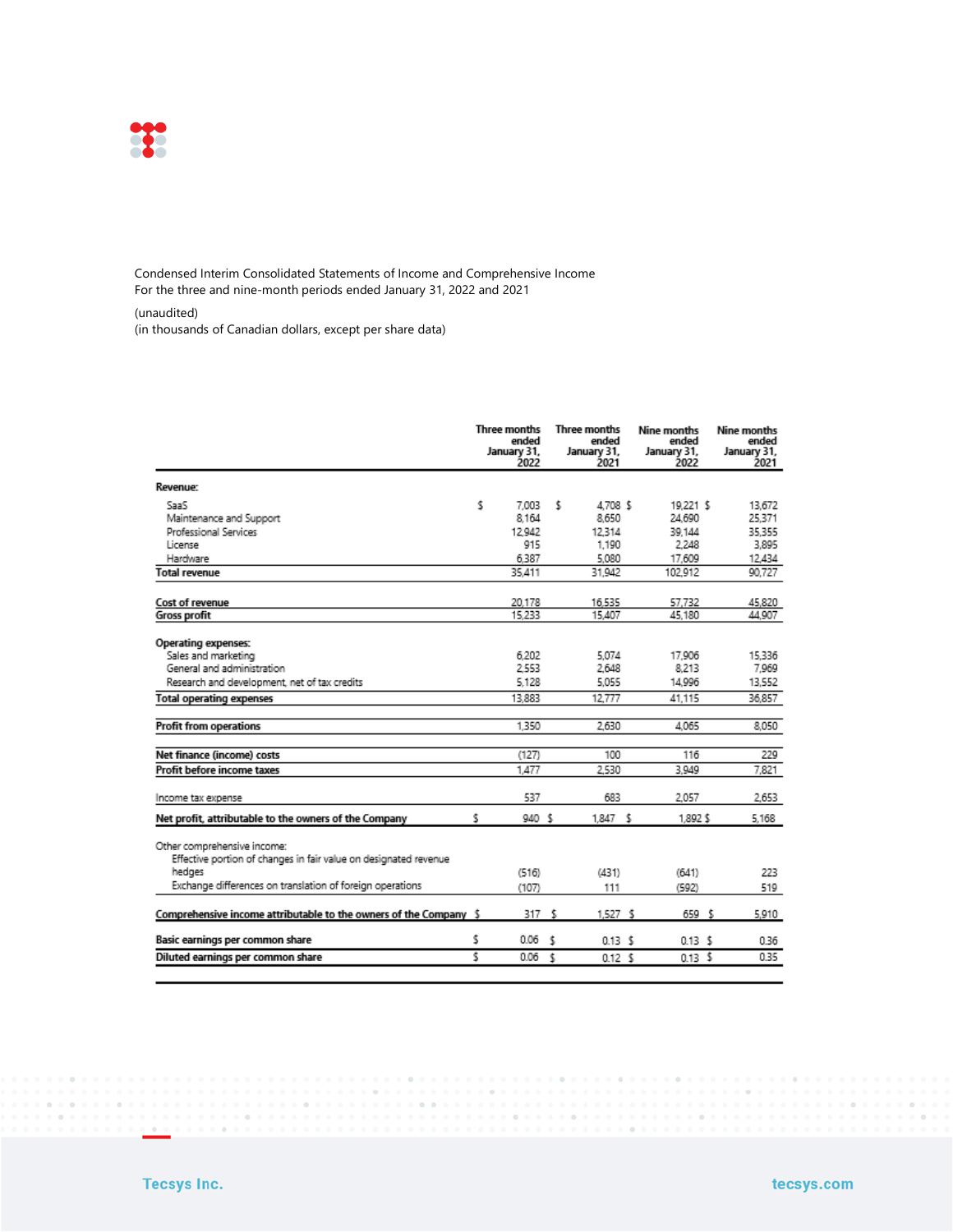Condensed Interim Consolidated Statements of Income and Comprehensive Income
For the three and nine-month periods ended January 31, 2022 and 2021

(unaudited)
(in thousands of Canadian dollars, except per share data)

| | Three months ended January 31, 2022 | Three months ended January 31, 2021 | Nine months ended January 31, 2022 | Nine months ended January 31, 2021 |
|---|---|---|---|---|
| **Revenue:** | | | | |
| SaaS | $ 7,003 | $ 4,708 | $ 19,221 | $ 13,672 |
| Maintenance and Support | 8,164 | 8,650 | 24,690 | 25,371 |
| Professional Services | 12,942 | 12,314 | 39,144 | 35,355 |
| License | 915 | 1,190 | 2,248 | 3,895 |
| Hardware | 6,387 | 5,080 | 17,609 | 12,434 |
| **Total revenue** | 35,411 | 31,942 | 102,912 | 90,727 |
| | | | | |
| **Cost of revenue** | 20,178 | 16,535 | 57,732 | 45,820 |
| **Gross profit** | 15,233 | 15,407 | 45,180 | 44,907 |
| | | | | |
| **Operating expenses:** | | | | |
| Sales and marketing | 6,202 | 5,074 | 17,906 | 15,336 |
| General and administration | 2,553 | 2,648 | 8,213 | 7,969 |
| Research and development, net of tax credits | 5,128 | 5,055 | 14,996 | 13,552 |
| **Total operating expenses** | 13,883 | 12,777 | 41,115 | 36,857 |
| | | | | |
| **Profit from operations** | 1,350 | 2,630 | 4,065 | 8,050 |
| | | | | |
| **Net finance (income) costs** | (127) | 100 | 116 | 229 |
| **Profit before income taxes** | 1,477 | 2,530 | 3,949 | 7,821 |
| | | | | |
| Income tax expense | 537 | 683 | 2,057 | 2,653 |
| **Net profit, attributable to the owners of the Company** | $ 940 | $ 1,847 | $ 1,892 | $ 5,168 |
| | | | | |
| Other comprehensive income: | | | | |
| Effective portion of changes in fair value on designated revenue hedges | (516) | (431) | (641) | 223 |
| Exchange differences on translation of foreign operations | (107) | 111 | (592) | 519 |
| | | | | |
| **Comprehensive income attributable to the owners of the Company** | $ 317 | $ 1,527 | $ 659 | $ 5,910 |
| | | | | |
| **Basic earnings per common share** | $ 0.06 | $ 0.13 | $ 0.13 | $ 0.36 |
| **Diluted earnings per common share** | $ 0.06 | $ 0.12 | $ 0.13 | $ 0.35 |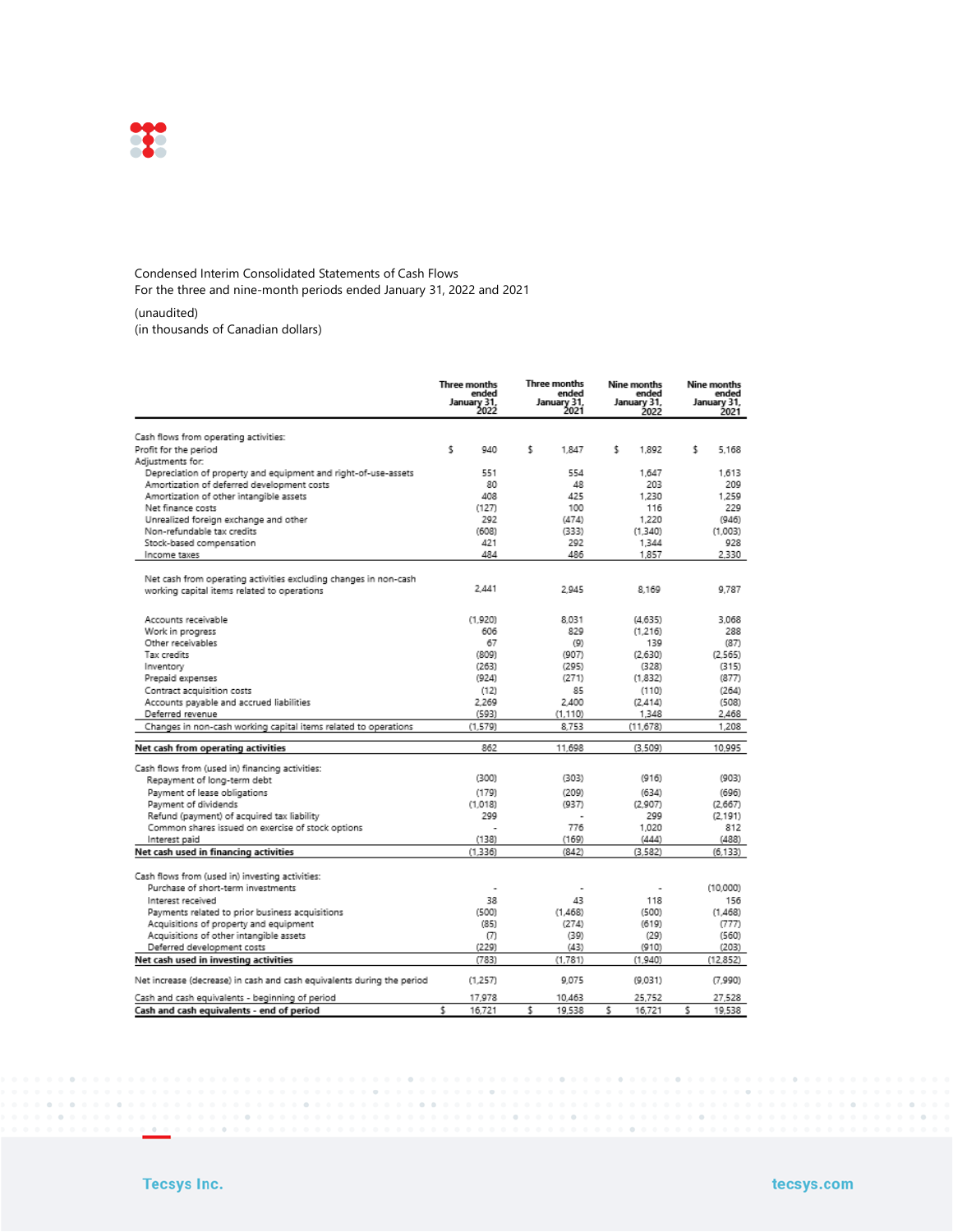Condensed Interim Consolidated Statements of Cash Flows
For the three and nine-month periods ended January 31, 2022 and 2021

(unaudited)
(in thousands of Canadian dollars)

| | Three months ended January 31, 2022 | Three months ended January 31, 2021 | Nine months ended January 31, 2022 | Nine months ended January 31, 2021 |
|---|---|---|---|---|
| Cash flows from operating activities: | | | | |
| Profit for the period | $ 940 | $ 1,847 | $ 1,892 | $ 5,168 |
| Adjustments for: | | | | |
| Depreciation of property and equipment and right-of-use-assets | 551 | 554 | 1,647 | 1,613 |
| Amortization of deferred development costs | 80 | 48 | 203 | 209 |
| Amortization of other intangible assets | 408 | 425 | 1,230 | 1,259 |
| Net finance costs | (127) | 100 | 116 | 229 |
| Unrealized foreign exchange and other | 292 | (474) | 1,220 | (946) |
| Non-refundable tax credits | (608) | (333) | (1,340) | (1,003) |
| Stock-based compensation | 421 | 292 | 1,344 | 928 |
| Income taxes | 484 | 486 | 1,857 | 2,330 |
| Net cash from operating activities excluding changes in non-cash working capital items related to operations | 2,441 | 2,945 | 8,169 | 9,787 |
| Accounts receivable | (1,920) | 8,031 | (4,635) | 3,068 |
| Work in progress | 606 | 829 | (1,216) | 288 |
| Other receivables | 67 | (9) | 139 | (87) |
| Tax credits | (809) | (907) | (2,630) | (2,565) |
| Inventory | (263) | (295) | (328) | (315) |
| Prepaid expenses | (924) | (271) | (1,832) | (877) |
| Contract acquisition costs | (12) | 85 | (110) | (264) |
| Accounts payable and accrued liabilities | 2,269 | 2,400 | (2,414) | (508) |
| Deferred revenue | (593) | (1,110) | 1,348 | 2,468 |
| Changes in non-cash working capital items related to operations | (1,579) | 8,753 | (11,678) | 1,208 |
| **Net cash from operating activities** | 862 | 11,698 | (3,509) | 10,995 |
| Cash flows from (used in) financing activities: | | | | |
| Repayment of long-term debt | (300) | (303) | (916) | (903) |
| Payment of lease obligations | (179) | (209) | (634) | (696) |
| Payment of dividends | (1,018) | (937) | (2,907) | (2,667) |
| Refund (payment) of acquired tax liability | 299 | - | 299 | (2,191) |
| Common shares issued on exercise of stock options | - | 776 | 1,020 | 812 |
| Interest paid | (138) | (169) | (444) | (488) |
| **Net cash used in financing activities** | (1,336) | (842) | (3,582) | (6,133) |
| Cash flows from (used in) investing activities: | | | | |
| Purchase of short-term investments | - | - | - | (10,000) |
| Interest received | 38 | 43 | 118 | 156 |
| Payments related to prior business acquisitions | (500) | (1,468) | (500) | (1,468) |
| Acquisitions of property and equipment | (85) | (274) | (619) | (777) |
| Acquisitions of other intangible assets | (7) | (39) | (29) | (560) |
| Deferred development costs | (229) | (43) | (910) | (203) |
| **Net cash used in investing activities** | (783) | (1,781) | (1,940) | (12,852) |
| Net increase (decrease) in cash and cash equivalents during the period | (1,257) | 9,075 | (9,031) | (7,990) |
| Cash and cash equivalents - beginning of period | 17,978 | 10,463 | 25,752 | 27,528 |
| **Cash and cash equivalents - end of period** | $ 16,721 | $ 19,538 | $ 16,721 | $ 19,538 |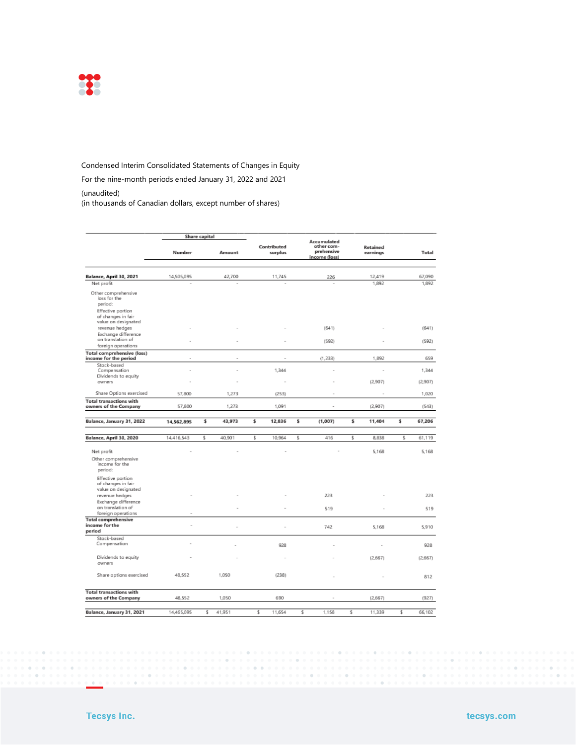Condensed Interim Consolidated Statements of Changes in Equity

For the nine-month periods ended January 31, 2022 and 2021

(unaudited)
(in thousands of Canadian dollars, except number of shares)

| | Share capital | | Contributed surplus | Accumulated other comprehensive income (loss) | Retained earnings | Total |
|---|---|---|---|---|---|---|
| | Number | Amount | | | | |
| **Balance, April 30, 2021** | 14,505,095 | 42,700 | 11,745 | 226 | 12,419 | 67,090 |
| Net profit | - | - | - | - | 1,892 | 1,892 |
| Other comprehensive loss for the period: | | | | | | |
| Effective portion of changes in fair value on designated revenue hedges | - | - | - | (641) | - | (641) |
| Exchange difference on translation of foreign operations | - | - | - | (592) | - | (592) |
| **Total comprehensive (loss) income for the period** | - | - | - | (1,233) | 1,892 | 659 |
| Stock-based Compensation | - | - | 1,344 | - | - | 1,344 |
| Dividends to equity owners | - | - | - | - | (2,907) | (2,907) |
| Share Options exercised | 57,800 | 1,273 | (253) | - | - | 1,020 |
| **Total transactions with owners of the Company** | 57,800 | 1,273 | 1,091 | - | (2,907) | (543) |
| **Balance, January 31, 2022** | **14,562,895** | **$ 43,973** | **$ 12,836** | **$ (1,007)** | **$ 11,404** | **$ 67,206** |
| **Balance, April 30, 2020** | 14,416,543 | $ 40,901 | $ 10,964 | $ 416 | $ 8,838 | $ 61,119 |
| Net profit | - | - | - | - | 5,168 | 5,168 |
| Other comprehensive income for the period: | | | | | | |
| Effective portion of changes in fair value on designated revenue hedges | - | - | - | 223 | - | 223 |
| Exchange difference on translation of foreign operations | - | - | - | 519 | - | 519 |
| **Total comprehensive income for the period** | - | - | - | 742 | 5,168 | 5,910 |
| Stock-based Compensation | - | - | 928 | - | - | 928 |
| Dividends to equity owners | - | - | - | - | (2,667) | (2,667) |
| Share options exercised | 48,552 | 1,050 | (238) | - | - | 812 |
| **Total transactions with owners of the Company** | 48,552 | 1,050 | 690 | - | (2,667) | (927) |
| **Balance, January 31, 2021** | 14,465,095 | $ 41,951 | $ 11,654 | $ 1,158 | $ 11,339 | $ 66,102 |